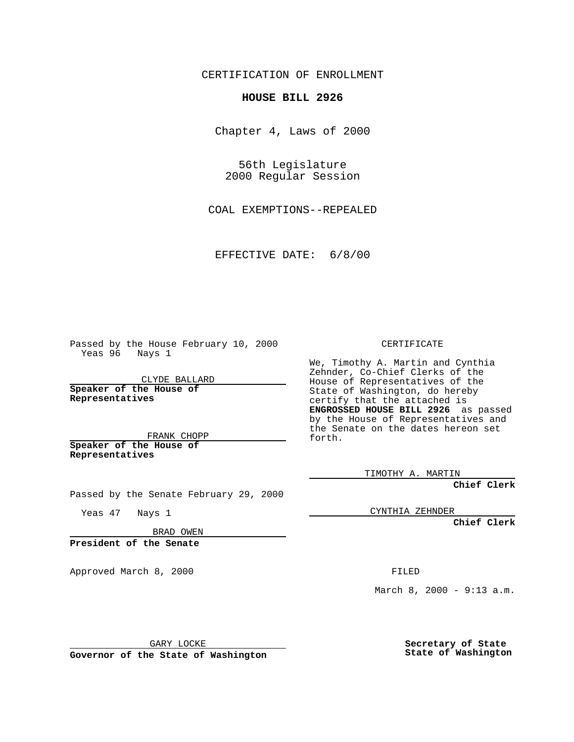CERTIFICATION OF ENROLLMENT

**HOUSE BILL 2926**

Chapter 4, Laws of 2000

56th Legislature
2000 Regular Session

COAL EXEMPTIONS--REPEALED

EFFECTIVE DATE: 6/8/00

Passed by the House February 10, 2000
Yeas 96 Nays 1

CLYDE BALLARD
**Speaker of the House of Representatives**

FRANK CHOPP
**Speaker of the House of Representatives**

Passed by the Senate February 29, 2000

Yeas 47 Nays 1

BRAD OWEN
**President of the Senate**

Approved March 8, 2000

GARY LOCKE
**Governor of the State of Washington**

CERTIFICATE

We, Timothy A. Martin and Cynthia Zehnder, Co-Chief Clerks of the House of Representatives of the State of Washington, do hereby certify that the attached is **ENGROSSED HOUSE BILL 2926** as passed by the House of Representatives and the Senate on the dates hereon set forth.

TIMOTHY A. MARTIN
**Chief Clerk**

CYNTHIA ZEHNDER
**Chief Clerk**

FILED

March 8, 2000 - 9:13 a.m.

**Secretary of State State of Washington**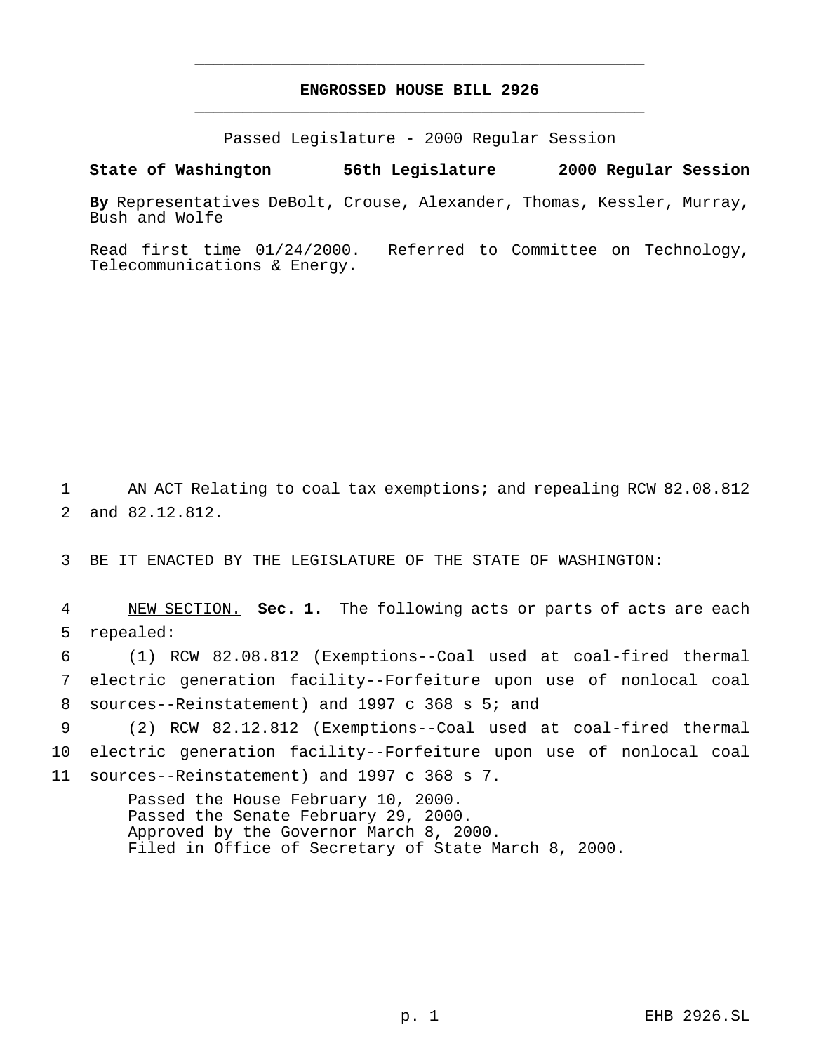# ENGROSSED HOUSE BILL 2926

Passed Legislature - 2000 Regular Session

**State of Washington 56th Legislature 2000 Regular Session**

**By** Representatives DeBolt, Crouse, Alexander, Thomas, Kessler, Murray, Bush and Wolfe

Read first time 01/24/2000. Referred to Committee on Technology, Telecommunications & Energy.

AN ACT Relating to coal tax exemptions; and repealing RCW 82.08.812 and 82.12.812.

BE IT ENACTED BY THE LEGISLATURE OF THE STATE OF WASHINGTON:

NEW SECTION. **Sec. 1.** The following acts or parts of acts are each repealed:

(1) RCW 82.08.812 (Exemptions--Coal used at coal-fired thermal electric generation facility--Forfeiture upon use of nonlocal coal sources--Reinstatement) and 1997 c 368 s 5; and

(2) RCW 82.12.812 (Exemptions--Coal used at coal-fired thermal electric generation facility--Forfeiture upon use of nonlocal coal sources--Reinstatement) and 1997 c 368 s 7.

Passed the House February 10, 2000.
Passed the Senate February 29, 2000.
Approved by the Governor March 8, 2000.
Filed in Office of Secretary of State March 8, 2000.